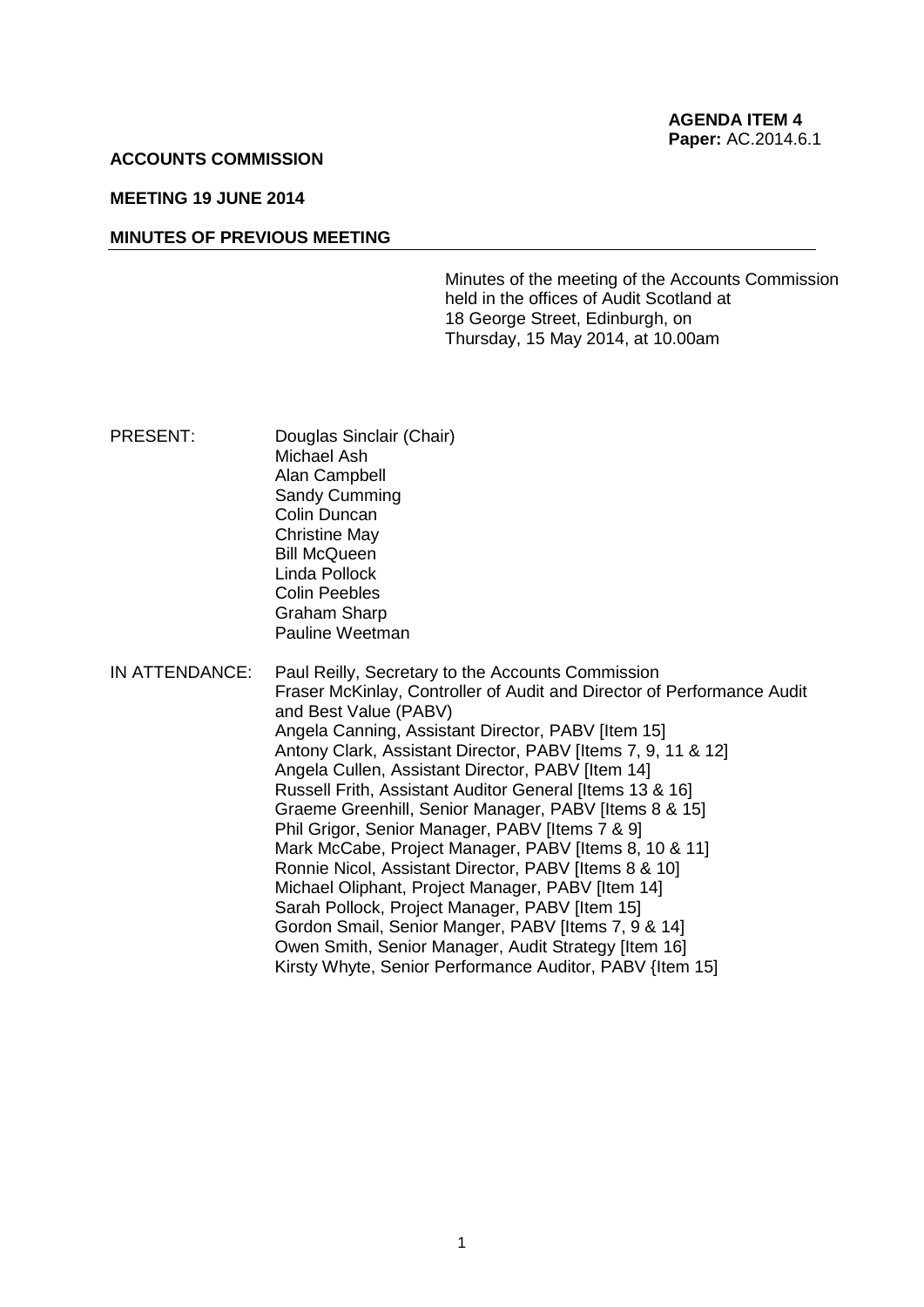**AGENDA ITEM 4**
**Paper:** AC.2014.6.1

**ACCOUNTS COMMISSION**

**MEETING 19 JUNE 2014**

**MINUTES OF PREVIOUS MEETING**

Minutes of the meeting of the Accounts Commission held in the offices of Audit Scotland at 18 George Street, Edinburgh, on Thursday, 15 May 2014, at 10.00am

PRESENT:

Douglas Sinclair (Chair)
Michael Ash
Alan Campbell
Sandy Cumming
Colin Duncan
Christine May
Bill McQueen
Linda Pollock
Colin Peebles
Graham Sharp
Pauline Weetman

IN ATTENDANCE:

Paul Reilly, Secretary to the Accounts Commission
Fraser McKinlay, Controller of Audit and Director of Performance Audit and Best Value (PABV)
Angela Canning, Assistant Director, PABV [Item 15]
Antony Clark, Assistant Director, PABV [Items 7, 9, 11 & 12]
Angela Cullen, Assistant Director, PABV [Item 14]
Russell Frith, Assistant Auditor General [Items 13 & 16]
Graeme Greenhill, Senior Manager, PABV [Items 8 & 15]
Phil Grigor, Senior Manager, PABV [Items 7 & 9]
Mark McCabe, Project Manager, PABV [Items 8, 10 & 11]
Ronnie Nicol, Assistant Director, PABV [Items 8 & 10]
Michael Oliphant, Project Manager, PABV [Item 14]
Sarah Pollock, Project Manager, PABV [Item 15]
Gordon Smail, Senior Manger, PABV [Items 7, 9 & 14]
Owen Smith, Senior Manager, Audit Strategy [Item 16]
Kirsty Whyte, Senior Performance Auditor, PABV {Item 15]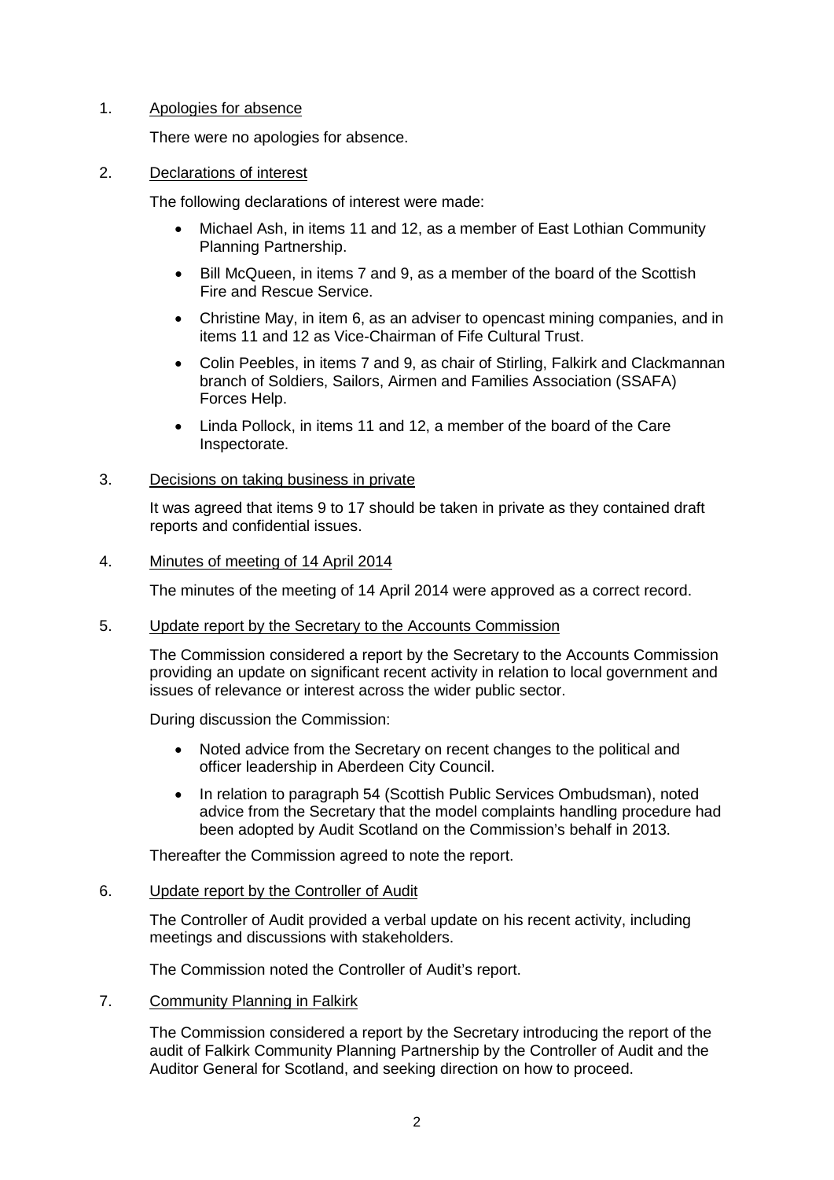1. Apologies for absence

   There were no apologies for absence.

2. Declarations of interest

   The following declarations of interest were made:

   - Michael Ash, in items 11 and 12, as a member of East Lothian Community Planning Partnership.
   - Bill McQueen, in items 7 and 9, as a member of the board of the Scottish Fire and Rescue Service.
   - Christine May, in item 6, as an adviser to opencast mining companies, and in items 11 and 12 as Vice-Chairman of Fife Cultural Trust.
   - Colin Peebles, in items 7 and 9, as chair of Stirling, Falkirk and Clackmannan branch of Soldiers, Sailors, Airmen and Families Association (SSAFA) Forces Help.
   - Linda Pollock, in items 11 and 12, a member of the board of the Care Inspectorate.

3. Decisions on taking business in private

   It was agreed that items 9 to 17 should be taken in private as they contained draft reports and confidential issues.

4. Minutes of meeting of 14 April 2014

   The minutes of the meeting of 14 April 2014 were approved as a correct record.

5. Update report by the Secretary to the Accounts Commission

   The Commission considered a report by the Secretary to the Accounts Commission providing an update on significant recent activity in relation to local government and issues of relevance or interest across the wider public sector.

   During discussion the Commission:

   - Noted advice from the Secretary on recent changes to the political and officer leadership in Aberdeen City Council.
   - In relation to paragraph 54 (Scottish Public Services Ombudsman), noted advice from the Secretary that the model complaints handling procedure had been adopted by Audit Scotland on the Commission's behalf in 2013.

   Thereafter the Commission agreed to note the report.

6. Update report by the Controller of Audit

   The Controller of Audit provided a verbal update on his recent activity, including meetings and discussions with stakeholders.

   The Commission noted the Controller of Audit's report.

7. Community Planning in Falkirk

   The Commission considered a report by the Secretary introducing the report of the audit of Falkirk Community Planning Partnership by the Controller of Audit and the Auditor General for Scotland, and seeking direction on how to proceed.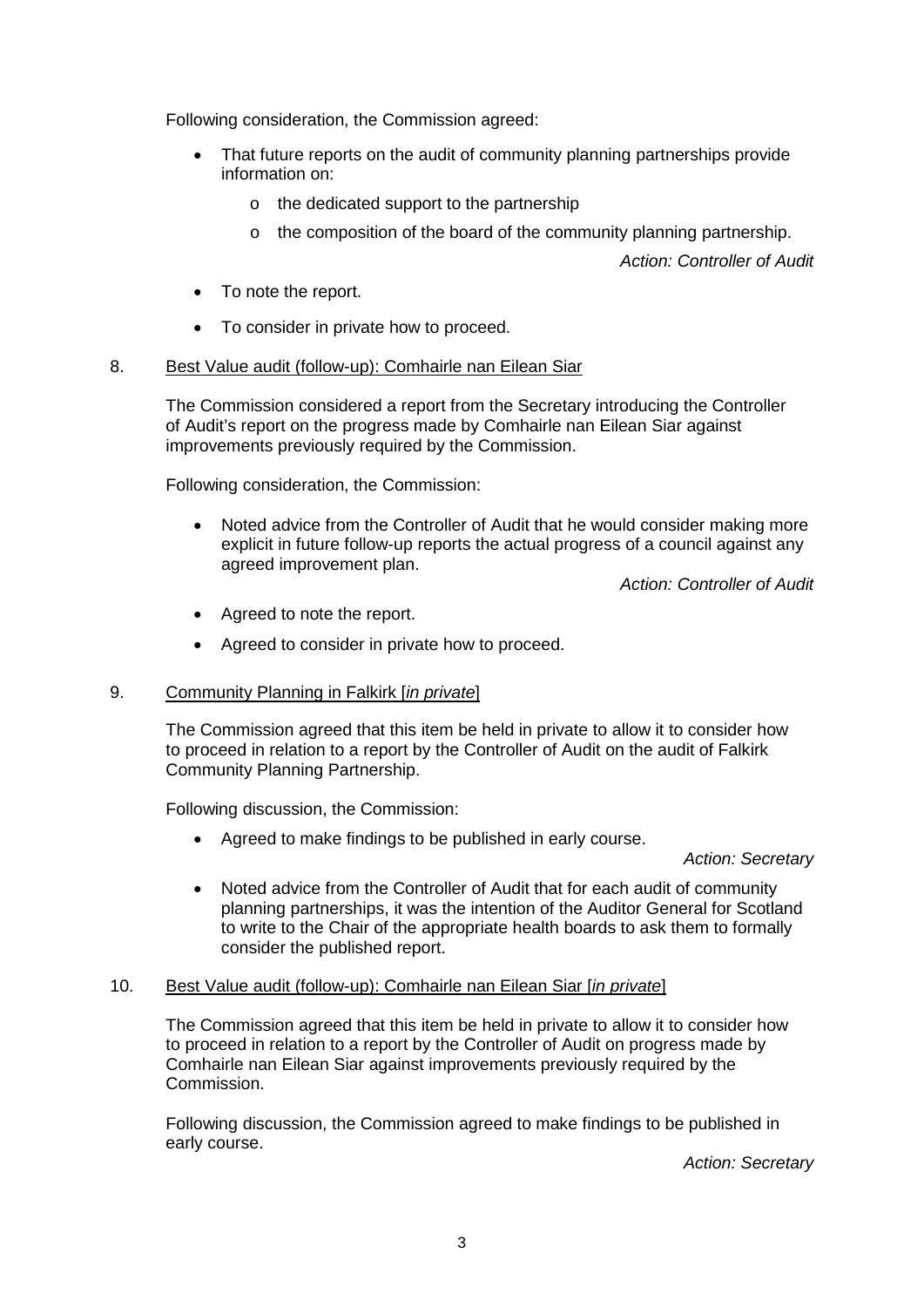Following consideration, the Commission agreed:

- That future reports on the audit of community planning partnerships provide information on:
    - the dedicated support to the partnership
    - the composition of the board of the community planning partnership.

*Action: Controller of Audit*

- To note the report.
- To consider in private how to proceed.

8. Best Value audit (follow-up): Comhairle nan Eilean Siar

The Commission considered a report from the Secretary introducing the Controller of Audit's report on the progress made by Comhairle nan Eilean Siar against improvements previously required by the Commission.

Following consideration, the Commission:

- Noted advice from the Controller of Audit that he would consider making more explicit in future follow-up reports the actual progress of a council against any agreed improvement plan.

*Action: Controller of Audit*

- Agreed to note the report.
- Agreed to consider in private how to proceed.

9. Community Planning in Falkirk [*in private*]

The Commission agreed that this item be held in private to allow it to consider how to proceed in relation to a report by the Controller of Audit on the audit of Falkirk Community Planning Partnership.

Following discussion, the Commission:

- Agreed to make findings to be published in early course.

*Action: Secretary*

- Noted advice from the Controller of Audit that for each audit of community planning partnerships, it was the intention of the Auditor General for Scotland to write to the Chair of the appropriate health boards to ask them to formally consider the published report.

10. Best Value audit (follow-up): Comhairle nan Eilean Siar [*in private*]

The Commission agreed that this item be held in private to allow it to consider how to proceed in relation to a report by the Controller of Audit on progress made by Comhairle nan Eilean Siar against improvements previously required by the Commission.

Following discussion, the Commission agreed to make findings to be published in early course.

*Action: Secretary*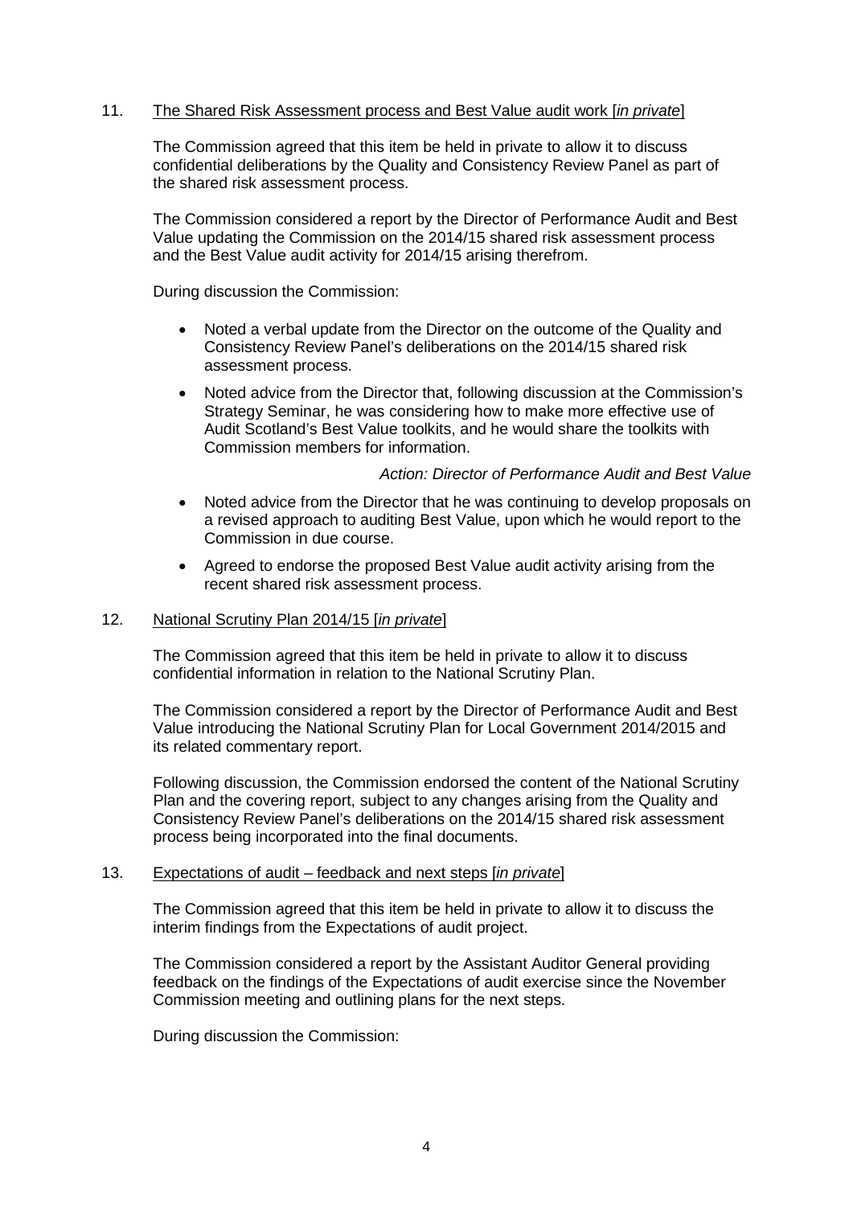11. <u>The Shared Risk Assessment process and Best Value audit work [*in private*]</u>

The Commission agreed that this item be held in private to allow it to discuss confidential deliberations by the Quality and Consistency Review Panel as part of the shared risk assessment process.

The Commission considered a report by the Director of Performance Audit and Best Value updating the Commission on the 2014/15 shared risk assessment process and the Best Value audit activity for 2014/15 arising therefrom.

During discussion the Commission:

- Noted a verbal update from the Director on the outcome of the Quality and Consistency Review Panel's deliberations on the 2014/15 shared risk assessment process.
- Noted advice from the Director that, following discussion at the Commission's Strategy Seminar, he was considering how to make more effective use of Audit Scotland's Best Value toolkits, and he would share the toolkits with Commission members for information.

  *Action: Director of Performance Audit and Best Value*

- Noted advice from the Director that he was continuing to develop proposals on a revised approach to auditing Best Value, upon which he would report to the Commission in due course.
- Agreed to endorse the proposed Best Value audit activity arising from the recent shared risk assessment process.

12. <u>National Scrutiny Plan 2014/15 [*in private*]</u>

The Commission agreed that this item be held in private to allow it to discuss confidential information in relation to the National Scrutiny Plan.

The Commission considered a report by the Director of Performance Audit and Best Value introducing the National Scrutiny Plan for Local Government 2014/2015 and its related commentary report.

Following discussion, the Commission endorsed the content of the National Scrutiny Plan and the covering report, subject to any changes arising from the Quality and Consistency Review Panel's deliberations on the 2014/15 shared risk assessment process being incorporated into the final documents.

13. <u>Expectations of audit – feedback and next steps [*in private*]</u>

The Commission agreed that this item be held in private to allow it to discuss the interim findings from the Expectations of audit project.

The Commission considered a report by the Assistant Auditor General providing feedback on the findings of the Expectations of audit exercise since the November Commission meeting and outlining plans for the next steps.

During discussion the Commission: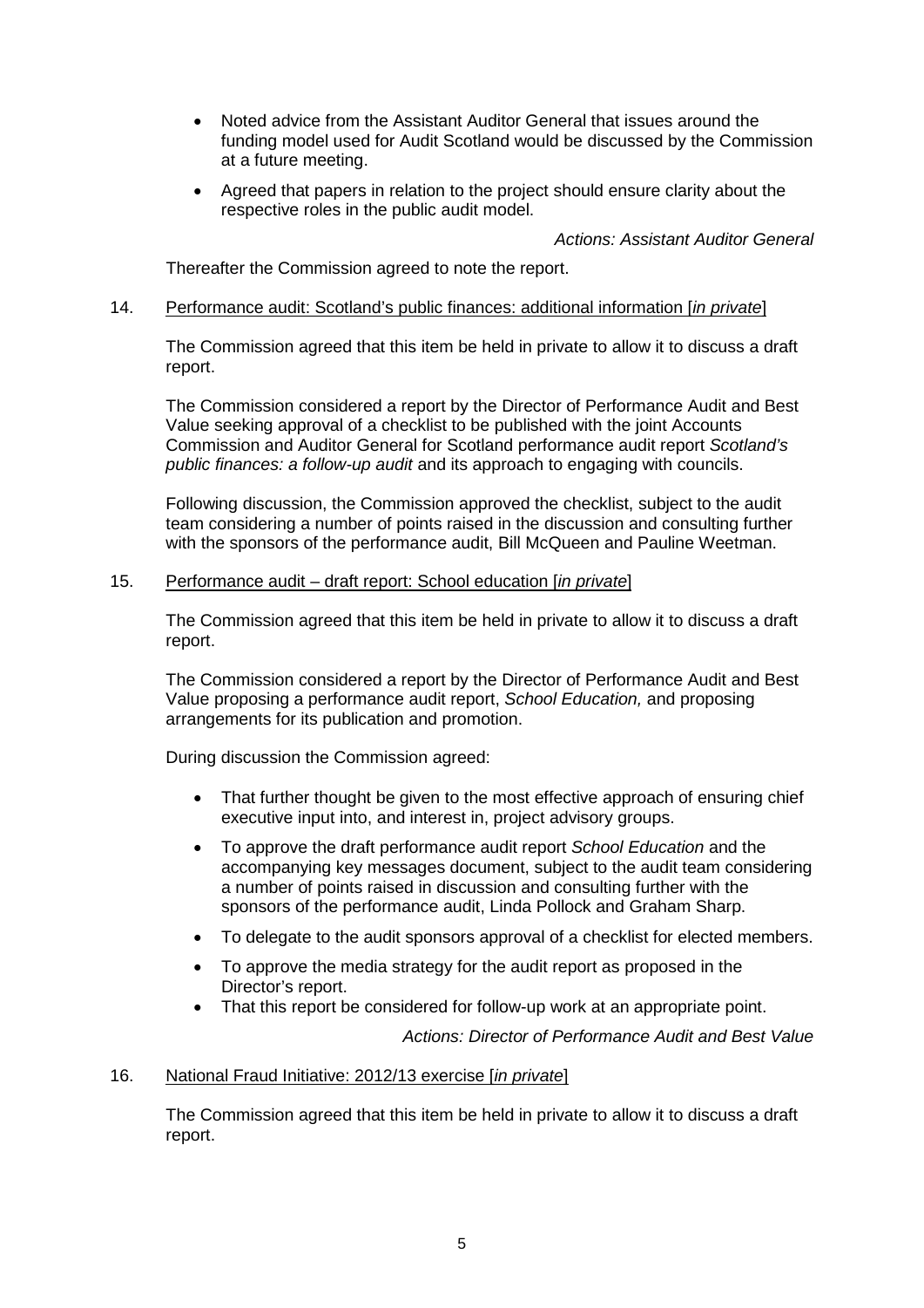- Noted advice from the Assistant Auditor General that issues around the funding model used for Audit Scotland would be discussed by the Commission at a future meeting.
- Agreed that papers in relation to the project should ensure clarity about the respective roles in the public audit model.

*Actions: Assistant Auditor General*

Thereafter the Commission agreed to note the report.

14. Performance audit: Scotland's public finances: additional information [*in private*]

The Commission agreed that this item be held in private to allow it to discuss a draft report.

The Commission considered a report by the Director of Performance Audit and Best Value seeking approval of a checklist to be published with the joint Accounts Commission and Auditor General for Scotland performance audit report *Scotland's public finances: a follow-up audit* and its approach to engaging with councils.

Following discussion, the Commission approved the checklist, subject to the audit team considering a number of points raised in the discussion and consulting further with the sponsors of the performance audit, Bill McQueen and Pauline Weetman.

15. Performance audit – draft report: School education [*in private*]

The Commission agreed that this item be held in private to allow it to discuss a draft report.

The Commission considered a report by the Director of Performance Audit and Best Value proposing a performance audit report, *School Education,* and proposing arrangements for its publication and promotion.

During discussion the Commission agreed:

- That further thought be given to the most effective approach of ensuring chief executive input into, and interest in, project advisory groups.
- To approve the draft performance audit report *School Education* and the accompanying key messages document, subject to the audit team considering a number of points raised in discussion and consulting further with the sponsors of the performance audit, Linda Pollock and Graham Sharp.
- To delegate to the audit sponsors approval of a checklist for elected members.
- To approve the media strategy for the audit report as proposed in the Director's report.
- That this report be considered for follow-up work at an appropriate point.

*Actions: Director of Performance Audit and Best Value*

16. National Fraud Initiative: 2012/13 exercise [*in private*]

The Commission agreed that this item be held in private to allow it to discuss a draft report.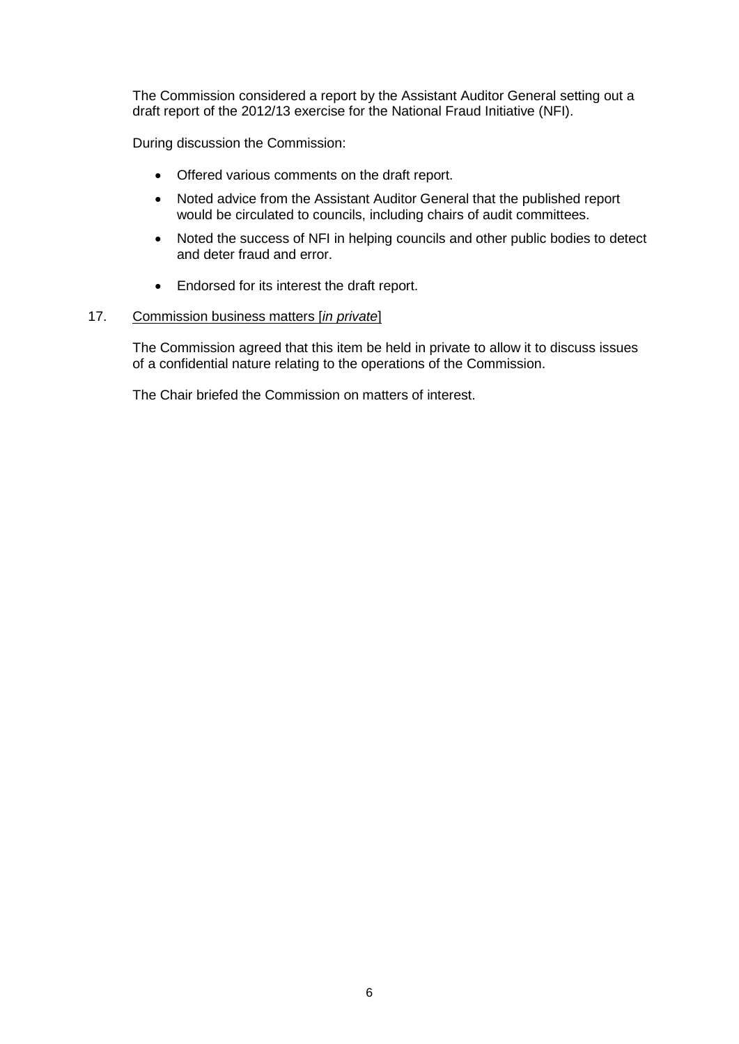The Commission considered a report by the Assistant Auditor General setting out a draft report of the 2012/13 exercise for the National Fraud Initiative (NFI).

During discussion the Commission:

- Offered various comments on the draft report.
- Noted advice from the Assistant Auditor General that the published report would be circulated to councils, including chairs of audit committees.
- Noted the success of NFI in helping councils and other public bodies to detect and deter fraud and error.
- Endorsed for its interest the draft report.

17. <u>Commission business matters [*in private*]</u>

The Commission agreed that this item be held in private to allow it to discuss issues of a confidential nature relating to the operations of the Commission.

The Chair briefed the Commission on matters of interest.